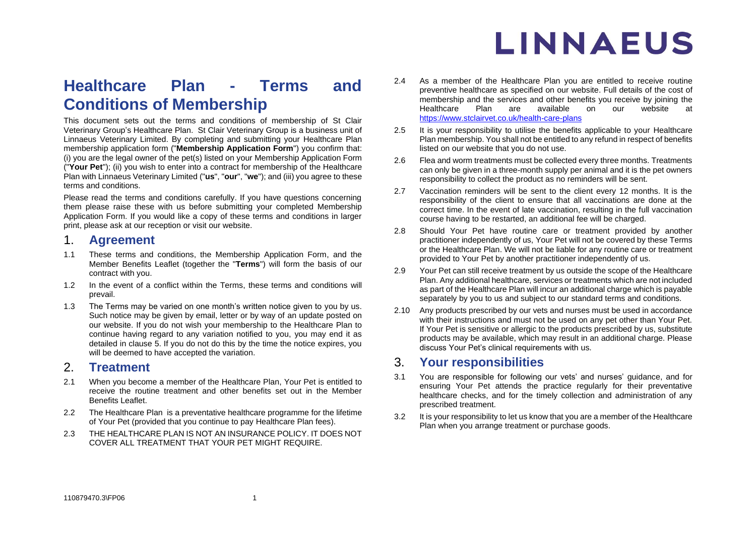LINNAEUS

# Healthcare Plan - Terms and Conditions of Membership

This document sets out the terms and conditions of membership of St Clair Veterinary Group's Healthcare Plan. St Clair Veterinary Group is a business unit of Linnaeus Veterinary Limited. By completing and submitting your Healthcare Plan membership application form ("**Membership Application Form**") you confirm that: (i) you are the legal owner of the pet(s) listed on your Membership Application Form ("**Your Pet**"); (ii) you wish to enter into a contract for membership of the Healthcare Plan with Linnaeus Veterinary Limited ("**us**", "**our**", "**we**"); and (iii) you agree to these terms and conditions.

Please read the terms and conditions carefully. If you have questions concerning them please raise these with us before submitting your completed Membership Application Form. If you would like a copy of these terms and conditions in larger print, please ask at our reception or visit our website.

## 1. Agreement

1.1 These terms and conditions, the Membership Application Form, and the Member Benefits Leaflet (together the "**Terms**") will form the basis of our contract with you.

1.2 In the event of a conflict within the Terms, these terms and conditions will prevail.

1.3 The Terms may be varied on one month's written notice given to you by us. Such notice may be given by email, letter or by way of an update posted on our website. If you do not wish your membership to the Healthcare Plan to continue having regard to any variation notified to you, you may end it as detailed in clause 5. If you do not do this by the time the notice expires, you will be deemed to have accepted the variation.

## 2. Treatment

2.1 When you become a member of the Healthcare Plan, Your Pet is entitled to receive the routine treatment and other benefits set out in the Member Benefits Leaflet.

2.2 The Healthcare Plan is a preventative healthcare programme for the lifetime of Your Pet (provided that you continue to pay Healthcare Plan fees).

2.3 THE HEALTHCARE PLAN IS NOT AN INSURANCE POLICY. IT DOES NOT COVER ALL TREATMENT THAT YOUR PET MIGHT REQUIRE.

2.4 As a member of the Healthcare Plan you are entitled to receive routine preventive healthcare as specified on our website. Full details of the cost of membership and the services and other benefits you receive by joining the Healthcare Plan are available on our website at https://www.stclairvet.co.uk/health-care-plans

2.5 It is your responsibility to utilise the benefits applicable to your Healthcare Plan membership. You shall not be entitled to any refund in respect of benefits listed on our website that you do not use.

2.6 Flea and worm treatments must be collected every three months. Treatments can only be given in a three-month supply per animal and it is the pet owners responsibility to collect the product as no reminders will be sent.

2.7 Vaccination reminders will be sent to the client every 12 months. It is the responsibility of the client to ensure that all vaccinations are done at the correct time. In the event of late vaccination, resulting in the full vaccination course having to be restarted, an additional fee will be charged.

2.8 Should Your Pet have routine care or treatment provided by another practitioner independently of us, Your Pet will not be covered by these Terms or the Healthcare Plan. We will not be liable for any routine care or treatment provided to Your Pet by another practitioner independently of us.

2.9 Your Pet can still receive treatment by us outside the scope of the Healthcare Plan. Any additional healthcare, services or treatments which are not included as part of the Healthcare Plan will incur an additional charge which is payable separately by you to us and subject to our standard terms and conditions.

2.10 Any products prescribed by our vets and nurses must be used in accordance with their instructions and must not be used on any pet other than Your Pet. If Your Pet is sensitive or allergic to the products prescribed by us, substitute products may be available, which may result in an additional charge. Please discuss Your Pet's clinical requirements with us.

## 3. Your responsibilities

3.1 You are responsible for following our vets' and nurses' guidance, and for ensuring Your Pet attends the practice regularly for their preventative healthcare checks, and for the timely collection and administration of any prescribed treatment.

3.2 It is your responsibility to let us know that you are a member of the Healthcare Plan when you arrange treatment or purchase goods.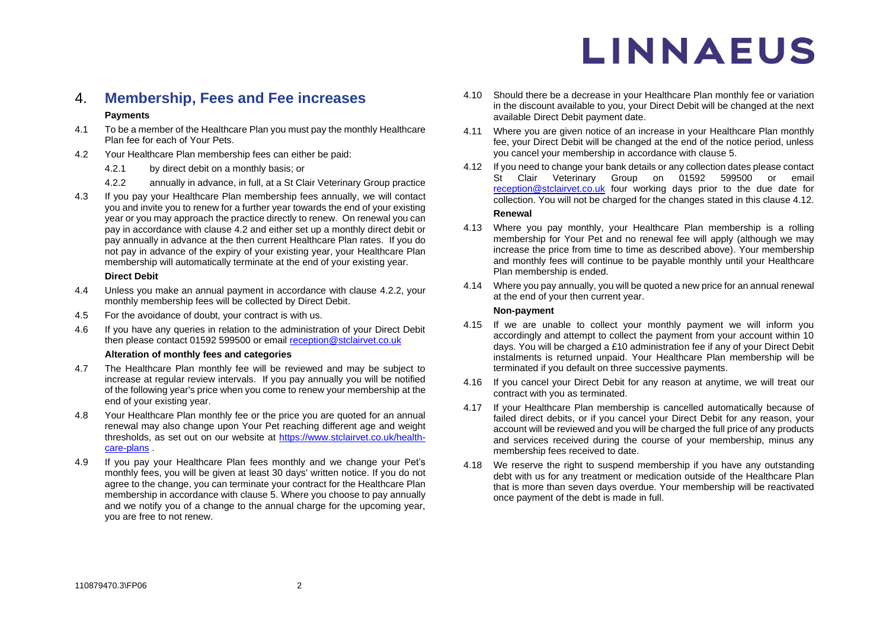## 4. Membership, Fees and Fee increases

**Payments**

4.1 To be a member of the Healthcare Plan you must pay the monthly Healthcare Plan fee for each of Your Pets.

4.2 Your Healthcare Plan membership fees can either be paid:

4.2.1 by direct debit on a monthly basis; or

4.2.2 annually in advance, in full, at a St Clair Veterinary Group practice

4.3 If you pay your Healthcare Plan membership fees annually, we will contact you and invite you to renew for a further year towards the end of your existing year or you may approach the practice directly to renew. On renewal you can pay in accordance with clause 4.2 and either set up a monthly direct debit or pay annually in advance at the then current Healthcare Plan rates. If you do not pay in advance of the expiry of your existing year, your Healthcare Plan membership will automatically terminate at the end of your existing year.

**Direct Debit**

4.4 Unless you make an annual payment in accordance with clause 4.2.2, your monthly membership fees will be collected by Direct Debit.

4.5 For the avoidance of doubt, your contract is with us.

4.6 If you have any queries in relation to the administration of your Direct Debit then please contact 01592 599500 or email reception@stclairvet.co.uk

**Alteration of monthly fees and categories**

4.7 The Healthcare Plan monthly fee will be reviewed and may be subject to increase at regular review intervals. If you pay annually you will be notified of the following year's price when you come to renew your membership at the end of your existing year.

4.8 Your Healthcare Plan monthly fee or the price you are quoted for an annual renewal may also change upon Your Pet reaching different age and weight thresholds, as set out on our website at https://www.stclairvet.co.uk/health-care-plans .

4.9 If you pay your Healthcare Plan fees monthly and we change your Pet's monthly fees, you will be given at least 30 days' written notice. If you do not agree to the change, you can terminate your contract for the Healthcare Plan membership in accordance with clause 5. Where you choose to pay annually and we notify you of a change to the annual charge for the upcoming year, you are free to not renew.

4.10 Should there be a decrease in your Healthcare Plan monthly fee or variation in the discount available to you, your Direct Debit will be changed at the next available Direct Debit payment date.

4.11 Where you are given notice of an increase in your Healthcare Plan monthly fee, your Direct Debit will be changed at the end of the notice period, unless you cancel your membership in accordance with clause 5.

4.12 If you need to change your bank details or any collection dates please contact St Clair Veterinary Group on 01592 599500 or email reception@stclairvet.co.uk four working days prior to the due date for collection. You will not be charged for the changes stated in this clause 4.12.

**Renewal**

4.13 Where you pay monthly, your Healthcare Plan membership is a rolling membership for Your Pet and no renewal fee will apply (although we may increase the price from time to time as described above). Your membership and monthly fees will continue to be payable monthly until your Healthcare Plan membership is ended.

4.14 Where you pay annually, you will be quoted a new price for an annual renewal at the end of your then current year.

**Non-payment**

4.15 If we are unable to collect your monthly payment we will inform you accordingly and attempt to collect the payment from your account within 10 days. You will be charged a £10 administration fee if any of your Direct Debit instalments is returned unpaid. Your Healthcare Plan membership will be terminated if you default on three successive payments.

4.16 If you cancel your Direct Debit for any reason at anytime, we will treat our contract with you as terminated.

4.17 If your Healthcare Plan membership is cancelled automatically because of failed direct debits, or if you cancel your Direct Debit for any reason, your account will be reviewed and you will be charged the full price of any products and services received during the course of your membership, minus any membership fees received to date.

4.18 We reserve the right to suspend membership if you have any outstanding debt with us for any treatment or medication outside of the Healthcare Plan that is more than seven days overdue. Your membership will be reactivated once payment of the debt is made in full.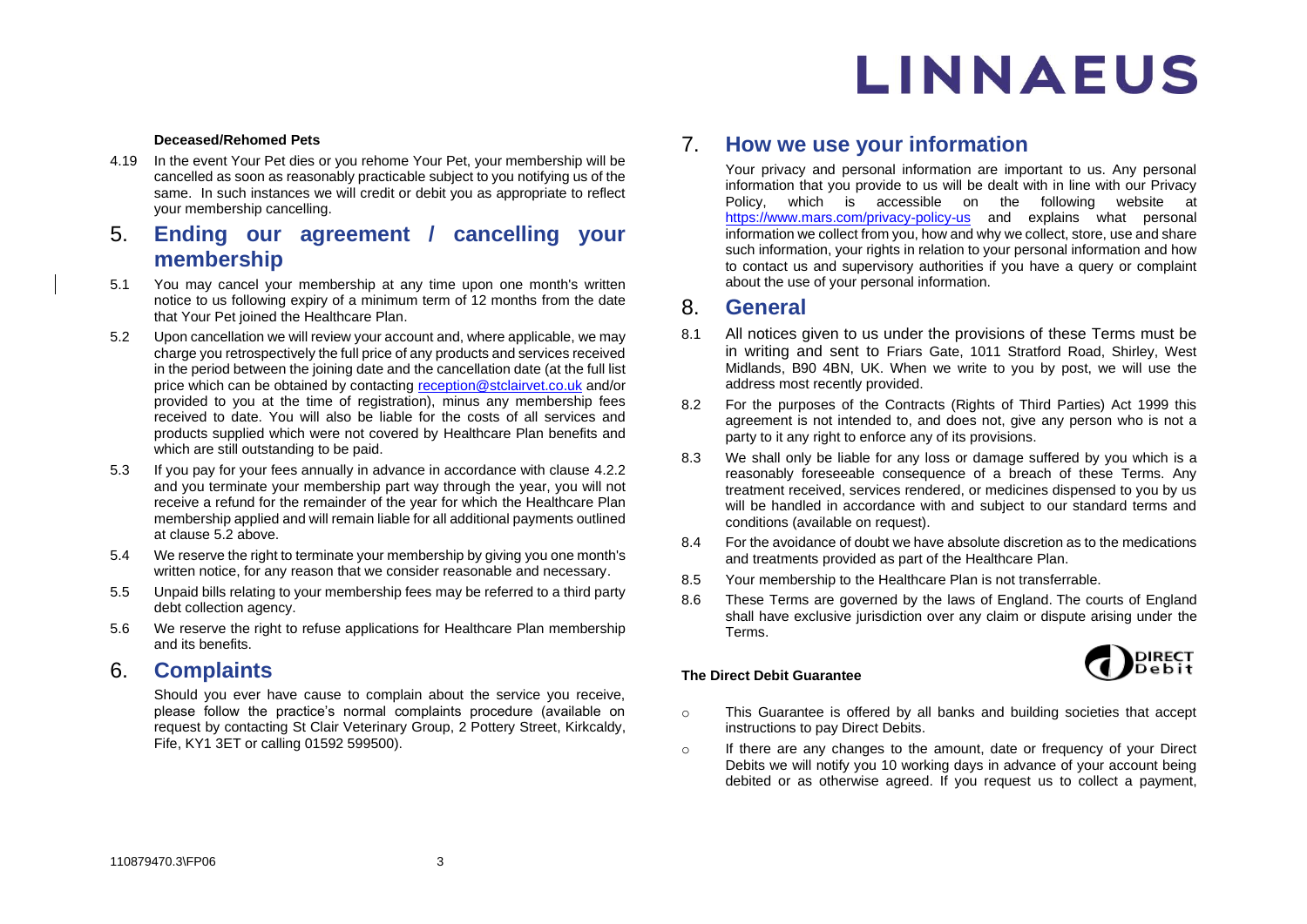**Deceased/Rehomed Pets**

4.19 In the event Your Pet dies or you rehome Your Pet, your membership will be cancelled as soon as reasonably practicable subject to you notifying us of the same. In such instances we will credit or debit you as appropriate to reflect your membership cancelling.

## 5. Ending our agreement / cancelling your membership

5.1 You may cancel your membership at any time upon one month's written notice to us following expiry of a minimum term of 12 months from the date that Your Pet joined the Healthcare Plan.

5.2 Upon cancellation we will review your account and, where applicable, we may charge you retrospectively the full price of any products and services received in the period between the joining date and the cancellation date (at the full list price which can be obtained by contacting reception@stclairvet.co.uk and/or provided to you at the time of registration), minus any membership fees received to date. You will also be liable for the costs of all services and products supplied which were not covered by Healthcare Plan benefits and which are still outstanding to be paid.

5.3 If you pay for your fees annually in advance in accordance with clause 4.2.2 and you terminate your membership part way through the year, you will not receive a refund for the remainder of the year for which the Healthcare Plan membership applied and will remain liable for all additional payments outlined at clause 5.2 above.

5.4 We reserve the right to terminate your membership by giving you one month's written notice, for any reason that we consider reasonable and necessary.

5.5 Unpaid bills relating to your membership fees may be referred to a third party debt collection agency.

5.6 We reserve the right to refuse applications for Healthcare Plan membership and its benefits.

## 6. Complaints

Should you ever have cause to complain about the service you receive, please follow the practice's normal complaints procedure (available on request by contacting St Clair Veterinary Group, 2 Pottery Street, Kirkcaldy, Fife, KY1 3ET or calling 01592 599500).

## 7. How we use your information

Your privacy and personal information are important to us. Any personal information that you provide to us will be dealt with in line with our Privacy Policy, which is accessible on the following website at https://www.mars.com/privacy-policy-us and explains what personal information we collect from you, how and why we collect, store, use and share such information, your rights in relation to your personal information and how to contact us and supervisory authorities if you have a query or complaint about the use of your personal information.

## 8. General

8.1 All notices given to us under the provisions of these Terms must be in writing and sent to Friars Gate, 1011 Stratford Road, Shirley, West Midlands, B90 4BN, UK. When we write to you by post, we will use the address most recently provided.

8.2 For the purposes of the Contracts (Rights of Third Parties) Act 1999 this agreement is not intended to, and does not, give any person who is not a party to it any right to enforce any of its provisions.

8.3 We shall only be liable for any loss or damage suffered by you which is a reasonably foreseeable consequence of a breach of these Terms. Any treatment received, services rendered, or medicines dispensed to you by us will be handled in accordance with and subject to our standard terms and conditions (available on request).

8.4 For the avoidance of doubt we have absolute discretion as to the medications and treatments provided as part of the Healthcare Plan.

8.5 Your membership to the Healthcare Plan is not transferrable.

8.6 These Terms are governed by the laws of England. The courts of England shall have exclusive jurisdiction over any claim or dispute arising under the Terms.

**The Direct Debit Guarantee**

- This Guarantee is offered by all banks and building societies that accept instructions to pay Direct Debits.
- If there are any changes to the amount, date or frequency of your Direct Debits we will notify you 10 working days in advance of your account being debited or as otherwise agreed. If you request us to collect a payment,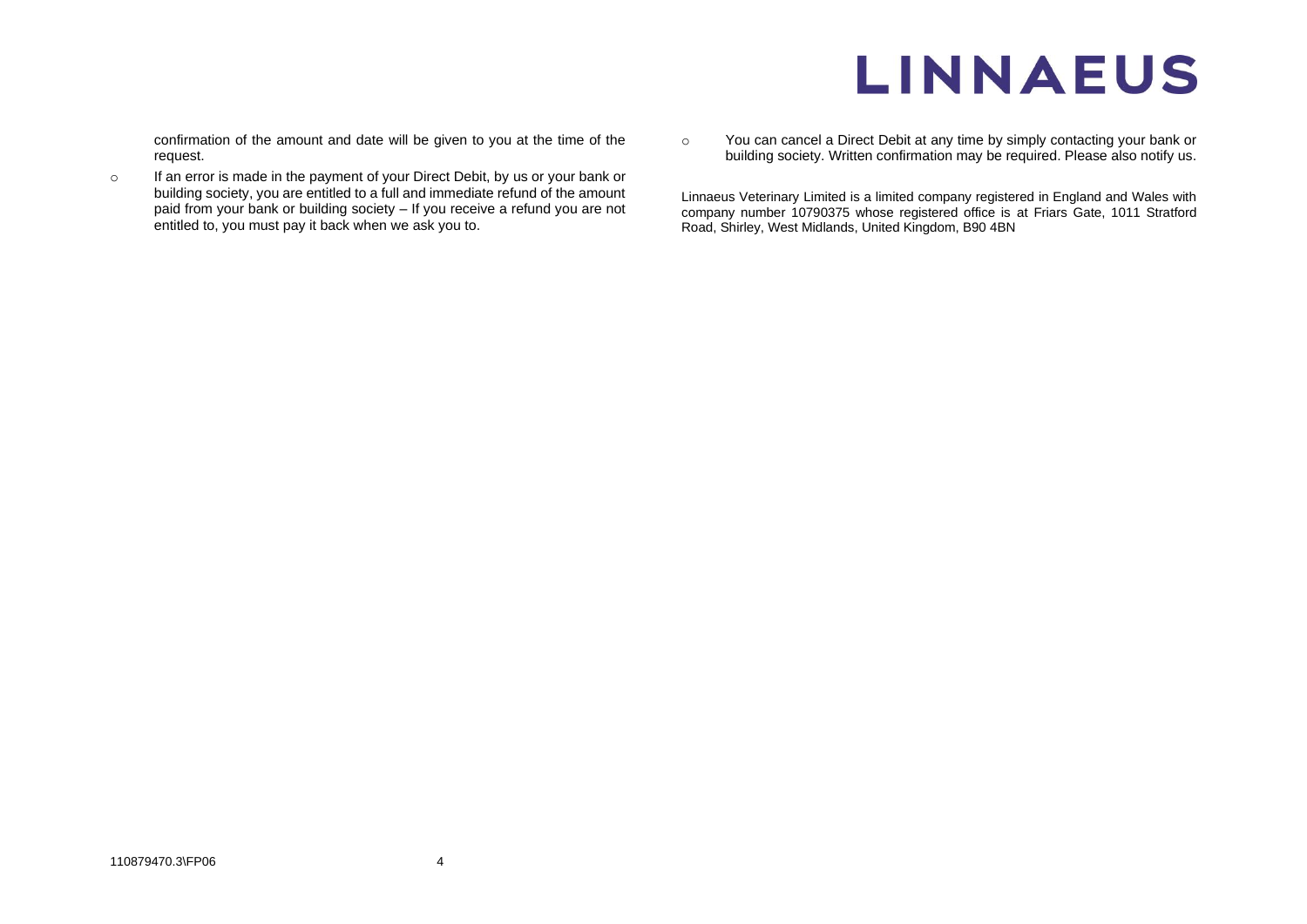confirmation of the amount and date will be given to you at the time of the request.

- If an error is made in the payment of your Direct Debit, by us or your bank or building society, you are entitled to a full and immediate refund of the amount paid from your bank or building society – If you receive a refund you are not entitled to, you must pay it back when we ask you to.
- You can cancel a Direct Debit at any time by simply contacting your bank or building society. Written confirmation may be required. Please also notify us.

Linnaeus Veterinary Limited is a limited company registered in England and Wales with company number 10790375 whose registered office is at Friars Gate, 1011 Stratford Road, Shirley, West Midlands, United Kingdom, B90 4BN